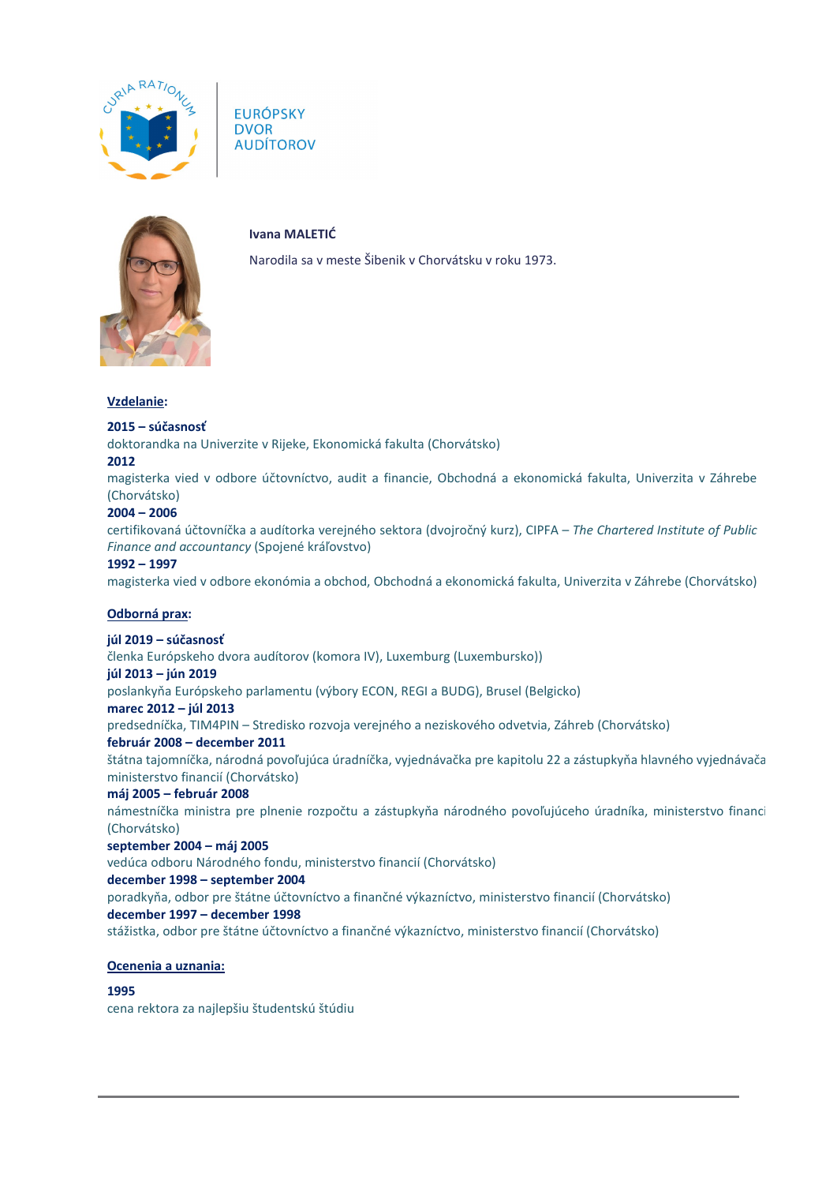EURÓPSKY
DVOR
AUDÍTOROV

**Ivana MALETIĆ**

Narodila sa v meste Šibenik v Chorvátsku v roku 1973.

## Vzdelanie:

**2015 – súčasnosť**
doktorandka na Univerzite v Rijeke, Ekonomická fakulta (Chorvátsko)

**2012**
magisterka vied v odbore účtovníctvo, audit a financie, Obchodná a ekonomická fakulta, Univerzita v Záhrebe (Chorvátsko)

**2004 – 2006**
certifikovaná účtovníčka a audítorka verejného sektora (dvojročný kurz), CIPFA – *The Chartered Institute of Public Finance and accountancy* (Spojené kráľovstvo)

**1992 – 1997**
magisterka vied v odbore ekonómia a obchod, Obchodná a ekonomická fakulta, Univerzita v Záhrebe (Chorvátsko)

## Odborná prax:

**júl 2019 – súčasnosť**
členka Európskeho dvora audítorov (komora IV), Luxemburg (Luxembursko))

**júl 2013 – jún 2019**
poslankyňa Európskeho parlamentu (výbory ECON, REGI a BUDG), Brusel (Belgicko)

**marec 2012 – júl 2013**
predsedníčka, TIM4PIN – Stredisko rozvoja verejného a neziskového odvetvia, Záhreb (Chorvátsko)

**február 2008 – december 2011**
štátna tajomníčka, národná povoľujúca úradníčka, vyjednávačka pre kapitolu 22 a zástupkyňa hlavného vyjednávača ministerstvo financií (Chorvátsko)

**máj 2005 – február 2008**
námestníčka ministra pre plnenie rozpočtu a zástupkyňa národného povoľujúceho úradníka, ministerstvo financi (Chorvátsko)

**september 2004 – máj 2005**
vedúca odboru Národného fondu, ministerstvo financií (Chorvátsko)

**december 1998 – september 2004**
poradkyňa, odbor pre štátne účtovníctvo a finančné výkazníctvo, ministerstvo financií (Chorvátsko)

**december 1997 – december 1998**
stážistka, odbor pre štátne účtovníctvo a finančné výkazníctvo, ministerstvo financií (Chorvátsko)

## Ocenenia a uznania:

**1995**
cena rektora za najlepšiu študentskú štúdiu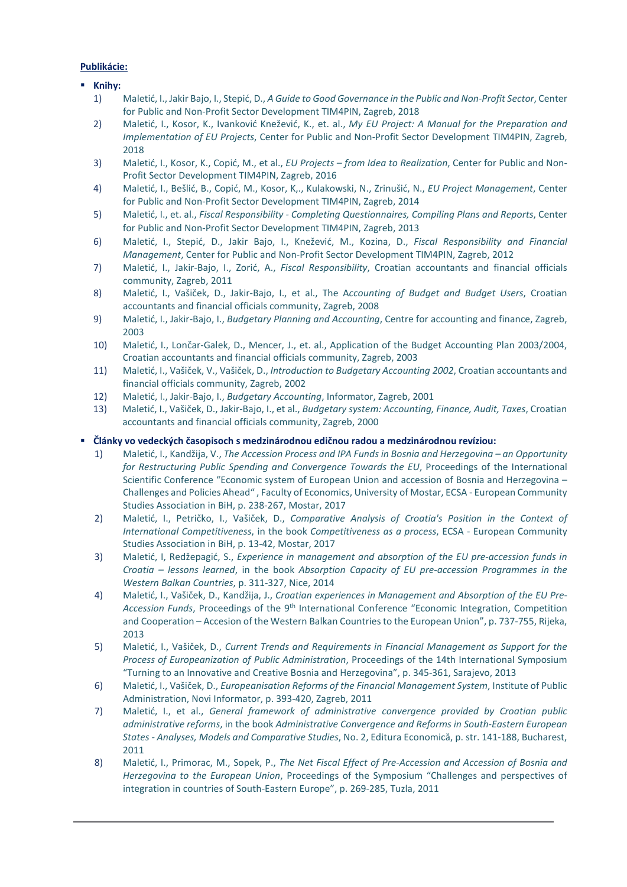**Publikácie:**

- **Knihy:**
  1) Maletić, I., Jakir Bajo, I., Stepić, D., *A Guide to Good Governance in the Public and Non-Profit Sector*, Center for Public and Non-Profit Sector Development TIM4PIN, Zagreb, 2018
  2) Maletić, I., Kosor, K., Ivanković Knežević, K., et. al., *My EU Project: A Manual for the Preparation and Implementation of EU Projects*, Center for Public and Non-Profit Sector Development TIM4PIN, Zagreb, 2018
  3) Maletić, I., Kosor, K., Copić, M., et al., *EU Projects – from Idea to Realization*, Center for Public and Non-Profit Sector Development TIM4PIN, Zagreb, 2016
  4) Maletić, I., Bešlić, B., Copić, M., Kosor, K,., Kulakowski, N., Zrinušić, N., *EU Project Management*, Center for Public and Non-Profit Sector Development TIM4PIN, Zagreb, 2014
  5) Maletić, I., et. al., *Fiscal Responsibility - Completing Questionnaires, Compiling Plans and Reports*, Center for Public and Non-Profit Sector Development TIM4PIN, Zagreb, 2013
  6) Maletić, I., Stepić, D., Jakir Bajo, I., Knežević, M., Kozina, D., *Fiscal Responsibility and Financial Management*, Center for Public and Non-Profit Sector Development TIM4PIN, Zagreb, 2012
  7) Maletić, I., Jakir-Bajo, I., Zorić, A., *Fiscal Responsibility*, Croatian accountants and financial officials community, Zagreb, 2011
  8) Maletić, I., Vašiček, D., Jakir-Bajo, I., et al., The A*ccounting of Budget and Budget Users*, Croatian accountants and financial officials community, Zagreb, 2008
  9) Maletić, I., Jakir-Bajo, I., *Budgetary Planning and Accounting*, Centre for accounting and finance, Zagreb, 2003
  10) Maletić, I., Lončar-Galek, D., Mencer, J., et. al., Application of the Budget Accounting Plan 2003/2004, Croatian accountants and financial officials community, Zagreb, 2003
  11) Maletić, I., Vašiček, V., Vašiček, D., *Introduction to Budgetary Accounting 2002*, Croatian accountants and financial officials community, Zagreb, 2002
  12) Maletić, I., Jakir-Bajo, I., *Budgetary Accounting*, Informator, Zagreb, 2001
  13) Maletić, I., Vašiček, D., Jakir-Bajo, I., et al., *Budgetary system: Accounting, Finance, Audit, Taxes*, Croatian accountants and financial officials community, Zagreb, 2000

- **Články vo vedeckých časopisoch s medzinárodnou edičnou radou a medzinárodnou revíziou:**
  1) Maletić, I., Kandžija, V., *The Accession Process and IPA Funds in Bosnia and Herzegovina – an Opportunity for Restructuring Public Spending and Convergence Towards the EU*, Proceedings of the International Scientific Conference "Economic system of European Union and accession of Bosnia and Herzegovina – Challenges and Policies Ahead" , Faculty of Economics, University of Mostar, ECSA - European Community Studies Association in BiH, p. 238-267, Mostar, 2017
  2) Maletić, I., Petričko, I., Vašiček, D., *Comparative Analysis of Croatia's Position in the Context of International Competitiveness*, in the book *Competitiveness as a process*, ECSA - European Community Studies Association in BiH, p. 13-42, Mostar, 2017
  3) Maletić, I, Redžepagić, S., *Experience in management and absorption of the EU pre-accession funds in Croatia – lessons learned*, in the book *Absorption Capacity of EU pre-accession Programmes in the Western Balkan Countries*, p. 311-327, Nice, 2014
  4) Maletić, I., Vašiček, D., Kandžija, J., *Croatian experiences in Management and Absorption of the EU Pre-Accession Funds*, Proceedings of the 9th International Conference "Economic Integration, Competition and Cooperation – Accesion of the Western Balkan Countries to the European Union", p. 737-755, Rijeka, 2013
  5) Maletić, I., Vašiček, D., *Current Trends and Requirements in Financial Management as Support for the Process of Europeanization of Public Administration*, Proceedings of the 14th International Symposium "Turning to an Innovative and Creative Bosnia and Herzegovina", p. 345-361, Sarajevo, 2013
  6) Maletić, I., Vašiček, D., *Europeanisation Reforms of the Financial Management System*, Institute of Public Administration, Novi Informator, p. 393-420, Zagreb, 2011
  7) Maletić, I., et al., *General framework of administrative convergence provided by Croatian public administrative reforms*, in the book *Administrative Convergence and Reforms in South-Eastern European States - Analyses, Models and Comparative Studies*, No. 2, Editura Economică, p. str. 141-188, Bucharest, 2011
  8) Maletić, I., Primorac, M., Sopek, P., *The Net Fiscal Effect of Pre-Accession and Accession of Bosnia and Herzegovina to the European Union*, Proceedings of the Symposium "Challenges and perspectives of integration in countries of South-Eastern Europe", p. 269-285, Tuzla, 2011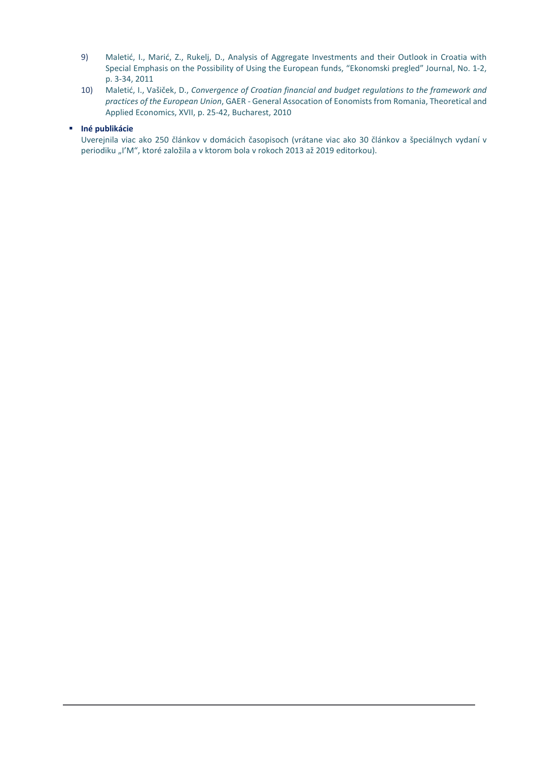9) Maletić, I., Marić, Z., Rukelj, D., Analysis of Aggregate Investments and their Outlook in Croatia with Special Emphasis on the Possibility of Using the European funds, "Ekonomski pregled" Journal, No. 1-2, p. 3-34, 2011
10) Maletić, I., Vašiček, D., *Convergence of Croatian financial and budget regulations to the framework and practices of the European Union*, GAER - General Assocation of Eonomists from Romania, Theoretical and Applied Economics, XVII, p. 25-42, Bucharest, 2010

- **Iné publikácie**

  Uverejnila viac ako 250 článkov v domácich časopisoch (vrátane viac ako 30 článkov a špeciálnych vydaní v periodiku „I'M", ktoré založila a v ktorom bola v rokoch 2013 až 2019 editorkou).